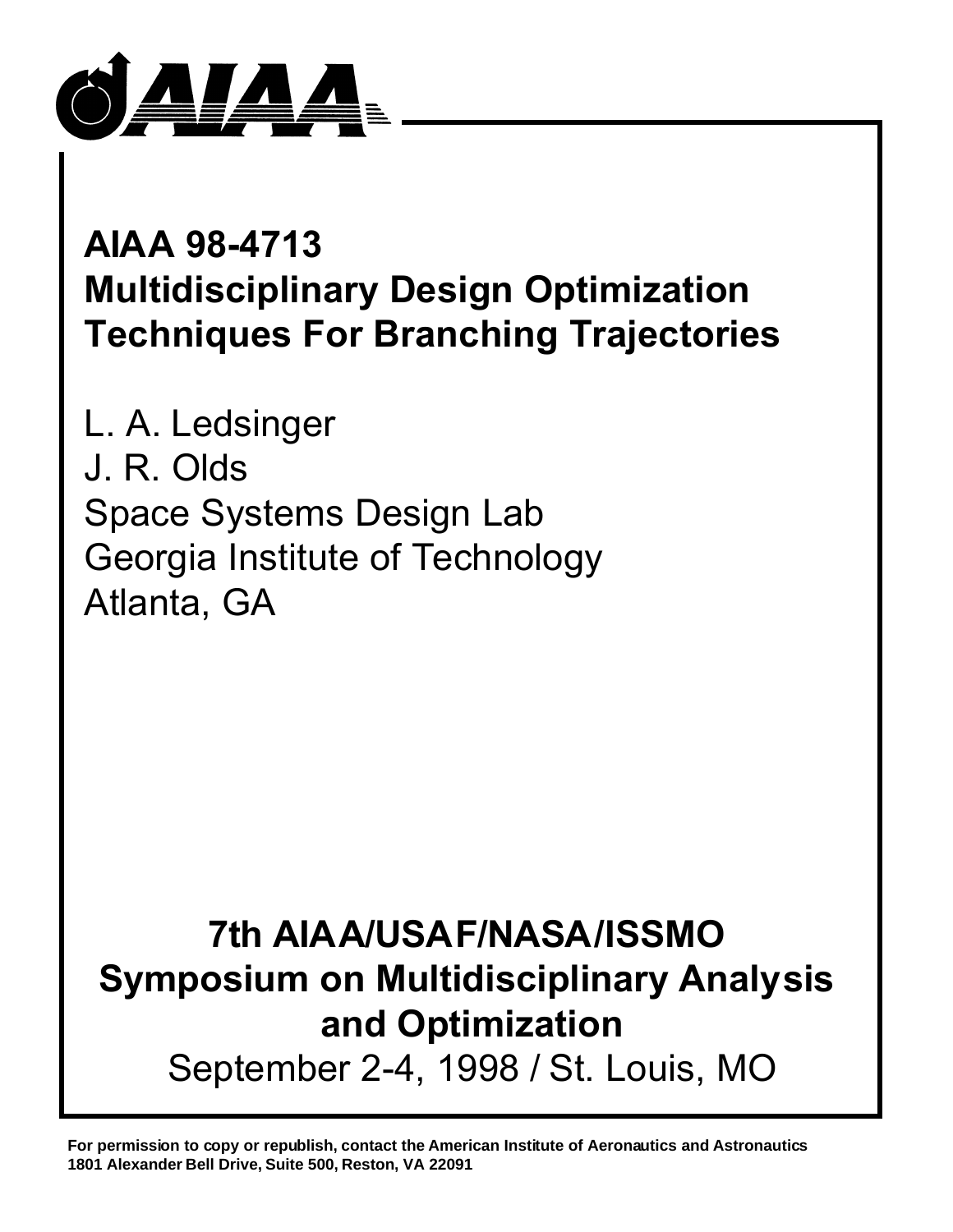# AIAA 98-4713
# Multidisciplinary Design Optimization Techniques For Branching Trajectories

L. A. Ledsinger
J. R. Olds
Space Systems Design Lab
Georgia Institute of Technology
Atlanta, GA

## 7th AIAA/USAF/NASA/ISSMO Symposium on Multidisciplinary Analysis and Optimization

September 2-4, 1998 / St. Louis, MO

**For permission to copy or republish, contact the American Institute of Aeronautics and Astronautics 1801 Alexander Bell Drive, Suite 500, Reston, VA 22091**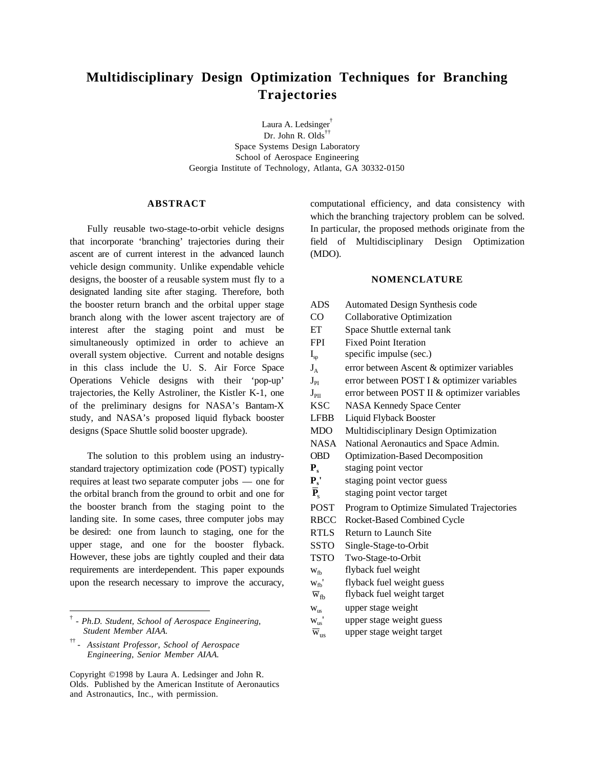# Multidisciplinary Design Optimization Techniques for Branching Trajectories

Laura A. Ledsinger[†]
Dr. John R. Olds[††]
Space Systems Design Laboratory
School of Aerospace Engineering
Georgia Institute of Technology, Atlanta, GA 30332-0150

## ABSTRACT

Fully reusable two-stage-to-orbit vehicle designs that incorporate 'branching' trajectories during their ascent are of current interest in the advanced launch vehicle design community. Unlike expendable vehicle designs, the booster of a reusable system must fly to a designated landing site after staging. Therefore, both the booster return branch and the orbital upper stage branch along with the lower ascent trajectory are of interest after the staging point and must be simultaneously optimized in order to achieve an overall system objective. Current and notable designs in this class include the U. S. Air Force Space Operations Vehicle designs with their 'pop-up' trajectories, the Kelly Astroliner, the Kistler K-1, one of the preliminary designs for NASA's Bantam-X study, and NASA's proposed liquid flyback booster designs (Space Shuttle solid booster upgrade).

The solution to this problem using an industry-standard trajectory optimization code (POST) typically requires at least two separate computer jobs — one for the orbital branch from the ground to orbit and one for the booster branch from the staging point to the landing site. In some cases, three computer jobs may be desired: one from launch to staging, one for the upper stage, and one for the booster flyback. However, these jobs are tightly coupled and their data requirements are interdependent. This paper expounds upon the research necessary to improve the accuracy, computational efficiency, and data consistency with which the branching trajectory problem can be solved. In particular, the proposed methods originate from the field of Multidisciplinary Design Optimization (MDO).

## NOMENCLATURE

| | |
|---|---|
| ADS | Automated Design Synthesis code |
| CO | Collaborative Optimization |
| ET | Space Shuttle external tank |
| FPI | Fixed Point Iteration |
| $I_{sp}$ | specific impulse (sec.) |
| $J_A$ | error between Ascent & optimizer variables |
| $J_{PI}$ | error between POST I & optimizer variables |
| $J_{PII}$ | error between POST II & optimizer variables |
| KSC | NASA Kennedy Space Center |
| LFBB | Liquid Flyback Booster |
| MDO | Multidisciplinary Design Optimization |
| NASA | National Aeronautics and Space Admin. |
| OBD | Optimization-Based Decomposition |
| $\mathbf{P_s}$ | staging point vector |
| $\mathbf{P_s}'$ | staging point vector guess |
| $\overline{\mathbf{P}}_s$ | staging point vector target |
| POST | Program to Optimize Simulated Trajectories |
| RBCC | Rocket-Based Combined Cycle |
| RTLS | Return to Launch Site |
| SSTO | Single-Stage-to-Orbit |
| TSTO | Two-Stage-to-Orbit |
| $w_{fb}$ | flyback fuel weight |
| $w_{fb}'$ | flyback fuel weight guess |
| $\overline{w}_{fb}$ | flyback fuel weight target |
| $w_{us}$ | upper stage weight |
| $w_{us}'$ | upper stage weight guess |
| $\overline{w}_{us}$ | upper stage weight target |

[†] - *Ph.D. Student, School of Aerospace Engineering, Student Member AIAA.*

[††] - *Assistant Professor, School of Aerospace Engineering, Senior Member AIAA.*

Copyright ©1998 by Laura A. Ledsinger and John R. Olds. Published by the American Institute of Aeronautics and Astronautics, Inc., with permission.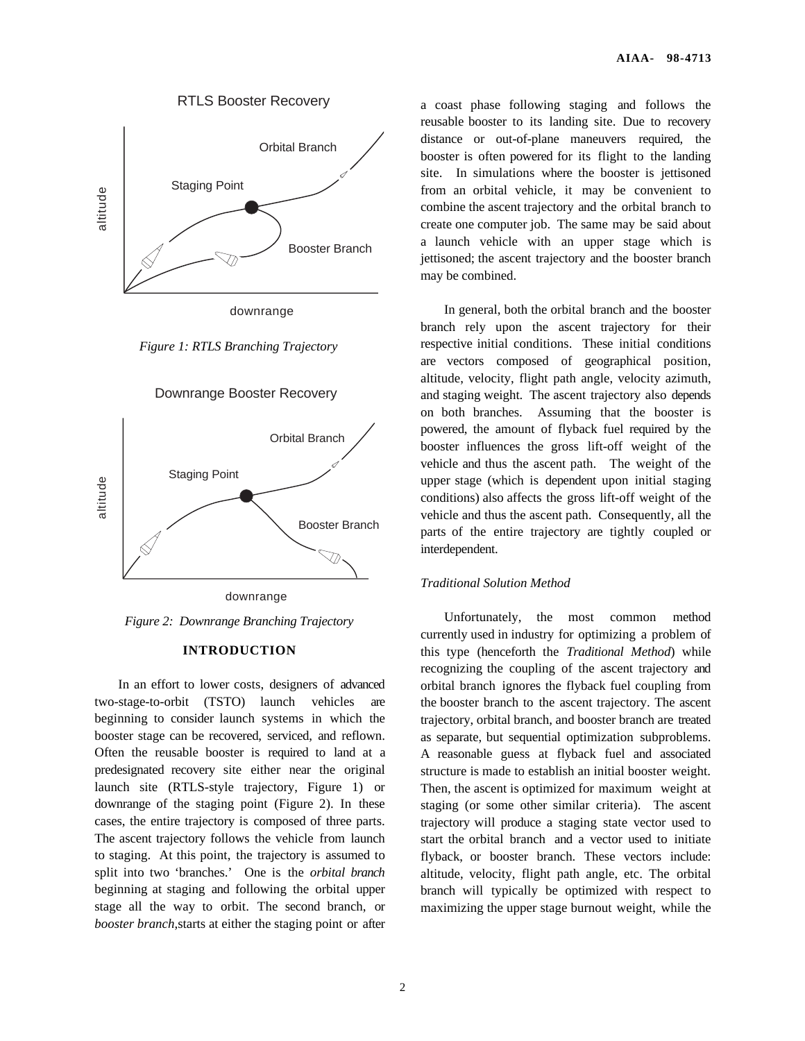RTLS Booster Recovery

Orbital Branch

Staging Point

altitude

Booster Branch

downrange

*Figure 1: RTLS Branching Trajectory*

Downrange Booster Recovery

Orbital Branch

Staging Point

altitude

Booster Branch

downrange

*Figure 2: Downrange Branching Trajectory*

## INTRODUCTION

In an effort to lower costs, designers of advanced two-stage-to-orbit (TSTO) launch vehicles are beginning to consider launch systems in which the booster stage can be recovered, serviced, and reflown. Often the reusable booster is required to land at a predesignated recovery site either near the original launch site (RTLS-style trajectory, Figure 1) or downrange of the staging point (Figure 2). In these cases, the entire trajectory is composed of three parts. The ascent trajectory follows the vehicle from launch to staging. At this point, the trajectory is assumed to split into two 'branches.' One is the *orbital branch* beginning at staging and following the orbital upper stage all the way to orbit. The second branch, or *booster branch*,starts at either the staging point or after a coast phase following staging and follows the reusable booster to its landing site. Due to recovery distance or out-of-plane maneuvers required, the booster is often powered for its flight to the landing site. In simulations where the booster is jettisoned from an orbital vehicle, it may be convenient to combine the ascent trajectory and the orbital branch to create one computer job. The same may be said about a launch vehicle with an upper stage which is jettisoned; the ascent trajectory and the booster branch may be combined.

In general, both the orbital branch and the booster branch rely upon the ascent trajectory for their respective initial conditions. These initial conditions are vectors composed of geographical position, altitude, velocity, flight path angle, velocity azimuth, and staging weight. The ascent trajectory also depends on both branches. Assuming that the booster is powered, the amount of flyback fuel required by the booster influences the gross lift-off weight of the vehicle and thus the ascent path. The weight of the upper stage (which is dependent upon initial staging conditions) also affects the gross lift-off weight of the vehicle and thus the ascent path. Consequently, all the parts of the entire trajectory are tightly coupled or interdependent.

### *Traditional Solution Method*

Unfortunately, the most common method currently used in industry for optimizing a problem of this type (henceforth the *Traditional Method*) while recognizing the coupling of the ascent trajectory and orbital branch ignores the flyback fuel coupling from the booster branch to the ascent trajectory. The ascent trajectory, orbital branch, and booster branch are treated as separate, but sequential optimization subproblems. A reasonable guess at flyback fuel and associated structure is made to establish an initial booster weight. Then, the ascent is optimized for maximum weight at staging (or some other similar criteria). The ascent trajectory will produce a staging state vector used to start the orbital branch and a vector used to initiate flyback, or booster branch. These vectors include: altitude, velocity, flight path angle, etc. The orbital branch will typically be optimized with respect to maximizing the upper stage burnout weight, while the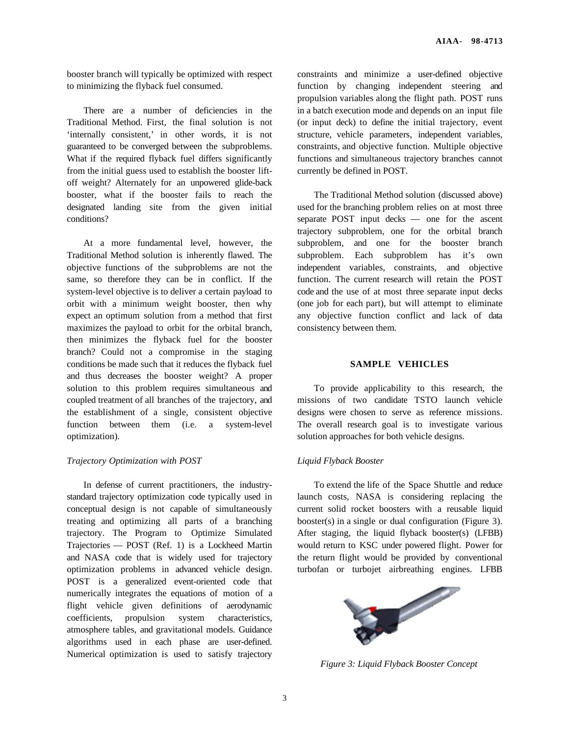booster branch will typically be optimized with respect to minimizing the flyback fuel consumed.

There are a number of deficiencies in the Traditional Method. First, the final solution is not 'internally consistent,' in other words, it is not guaranteed to be converged between the subproblems. What if the required flyback fuel differs significantly from the initial guess used to establish the booster lift-off weight? Alternately for an unpowered glide-back booster, what if the booster fails to reach the designated landing site from the given initial conditions?

At a more fundamental level, however, the Traditional Method solution is inherently flawed. The objective functions of the subproblems are not the same, so therefore they can be in conflict. If the system-level objective is to deliver a certain payload to orbit with a minimum weight booster, then why expect an optimum solution from a method that first maximizes the payload to orbit for the orbital branch, then minimizes the flyback fuel for the booster branch? Could not a compromise in the staging conditions be made such that it reduces the flyback fuel and thus decreases the booster weight? A proper solution to this problem requires simultaneous and coupled treatment of all branches of the trajectory, and the establishment of a single, consistent objective function between them (i.e. a system-level optimization).

*Trajectory Optimization with POST*

In defense of current practitioners, the industry-standard trajectory optimization code typically used in conceptual design is not capable of simultaneously treating and optimizing all parts of a branching trajectory. The Program to Optimize Simulated Trajectories — POST (Ref. 1) is a Lockheed Martin and NASA code that is widely used for trajectory optimization problems in advanced vehicle design. POST is a generalized event-oriented code that numerically integrates the equations of motion of a flight vehicle given definitions of aerodynamic coefficients, propulsion system characteristics, atmosphere tables, and gravitational models. Guidance algorithms used in each phase are user-defined. Numerical optimization is used to satisfy trajectory constraints and minimize a user-defined objective function by changing independent steering and propulsion variables along the flight path. POST runs in a batch execution mode and depends on an input file (or input deck) to define the initial trajectory, event structure, vehicle parameters, independent variables, constraints, and objective function. Multiple objective functions and simultaneous trajectory branches cannot currently be defined in POST.

The Traditional Method solution (discussed above) used for the branching problem relies on at most three separate POST input decks — one for the ascent trajectory subproblem, one for the orbital branch subproblem, and one for the booster branch subproblem. Each subproblem has it's own independent variables, constraints, and objective function. The current research will retain the POST code and the use of at most three separate input decks (one job for each part), but will attempt to eliminate any objective function conflict and lack of data consistency between them.

## SAMPLE VEHICLES

To provide applicability to this research, the missions of two candidate TSTO launch vehicle designs were chosen to serve as reference missions. The overall research goal is to investigate various solution approaches for both vehicle designs.

*Liquid Flyback Booster*

To extend the life of the Space Shuttle and reduce launch costs, NASA is considering replacing the current solid rocket boosters with a reusable liquid booster(s) in a single or dual configuration (Figure 3). After staging, the liquid flyback booster(s) (LFBB) would return to KSC under powered flight. Power for the return flight would be provided by conventional turbofan or turbojet airbreathing engines. LFBB

*Figure 3: Liquid Flyback Booster Concept*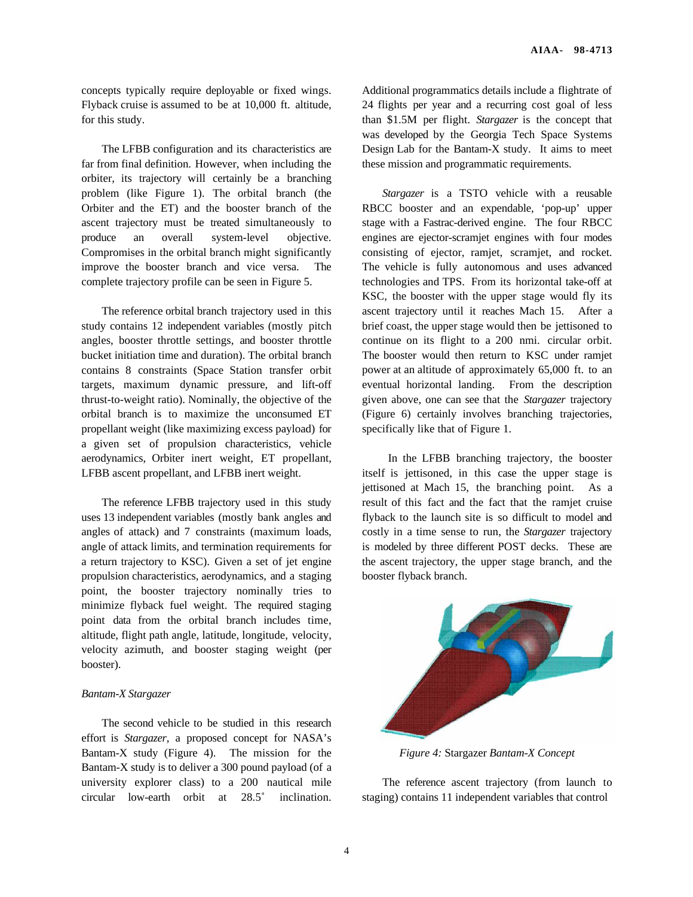concepts typically require deployable or fixed wings. Flyback cruise is assumed to be at 10,000 ft. altitude, for this study.

The LFBB configuration and its characteristics are far from final definition. However, when including the orbiter, its trajectory will certainly be a branching problem (like Figure 1). The orbital branch (the Orbiter and the ET) and the booster branch of the ascent trajectory must be treated simultaneously to produce an overall system-level objective. Compromises in the orbital branch might significantly improve the booster branch and vice versa. The complete trajectory profile can be seen in Figure 5.

The reference orbital branch trajectory used in this study contains 12 independent variables (mostly pitch angles, booster throttle settings, and booster throttle bucket initiation time and duration). The orbital branch contains 8 constraints (Space Station transfer orbit targets, maximum dynamic pressure, and lift-off thrust-to-weight ratio). Nominally, the objective of the orbital branch is to maximize the unconsumed ET propellant weight (like maximizing excess payload) for a given set of propulsion characteristics, vehicle aerodynamics, Orbiter inert weight, ET propellant, LFBB ascent propellant, and LFBB inert weight.

The reference LFBB trajectory used in this study uses 13 independent variables (mostly bank angles and angles of attack) and 7 constraints (maximum loads, angle of attack limits, and termination requirements for a return trajectory to KSC). Given a set of jet engine propulsion characteristics, aerodynamics, and a staging point, the booster trajectory nominally tries to minimize flyback fuel weight. The required staging point data from the orbital branch includes time, altitude, flight path angle, latitude, longitude, velocity, velocity azimuth, and booster staging weight (per booster).

### *Bantam-X Stargazer*

The second vehicle to be studied in this research effort is *Stargazer*, a proposed concept for NASA's Bantam-X study (Figure 4). The mission for the Bantam-X study is to deliver a 300 pound payload (of a university explorer class) to a 200 nautical mile circular low-earth orbit at 28.5˚ inclination. Additional programmatics details include a flightrate of 24 flights per year and a recurring cost goal of less than $1.5M per flight. *Stargazer* is the concept that was developed by the Georgia Tech Space Systems Design Lab for the Bantam-X study. It aims to meet these mission and programmatic requirements.

*Stargazer* is a TSTO vehicle with a reusable RBCC booster and an expendable, 'pop-up' upper stage with a Fastrac-derived engine. The four RBCC engines are ejector-scramjet engines with four modes consisting of ejector, ramjet, scramjet, and rocket. The vehicle is fully autonomous and uses advanced technologies and TPS. From its horizontal take-off at KSC, the booster with the upper stage would fly its ascent trajectory until it reaches Mach 15. After a brief coast, the upper stage would then be jettisoned to continue on its flight to a 200 nmi. circular orbit. The booster would then return to KSC under ramjet power at an altitude of approximately 65,000 ft. to an eventual horizontal landing. From the description given above, one can see that the *Stargazer* trajectory (Figure 6) certainly involves branching trajectories, specifically like that of Figure 1.

In the LFBB branching trajectory, the booster itself is jettisoned, in this case the upper stage is jettisoned at Mach 15, the branching point. As a result of this fact and the fact that the ramjet cruise flyback to the launch site is so difficult to model and costly in a time sense to run, the *Stargazer* trajectory is modeled by three different POST decks. These are the ascent trajectory, the upper stage branch, and the booster flyback branch.

*Figure 4:* Stargazer *Bantam-X Concept*

The reference ascent trajectory (from launch to staging) contains 11 independent variables that control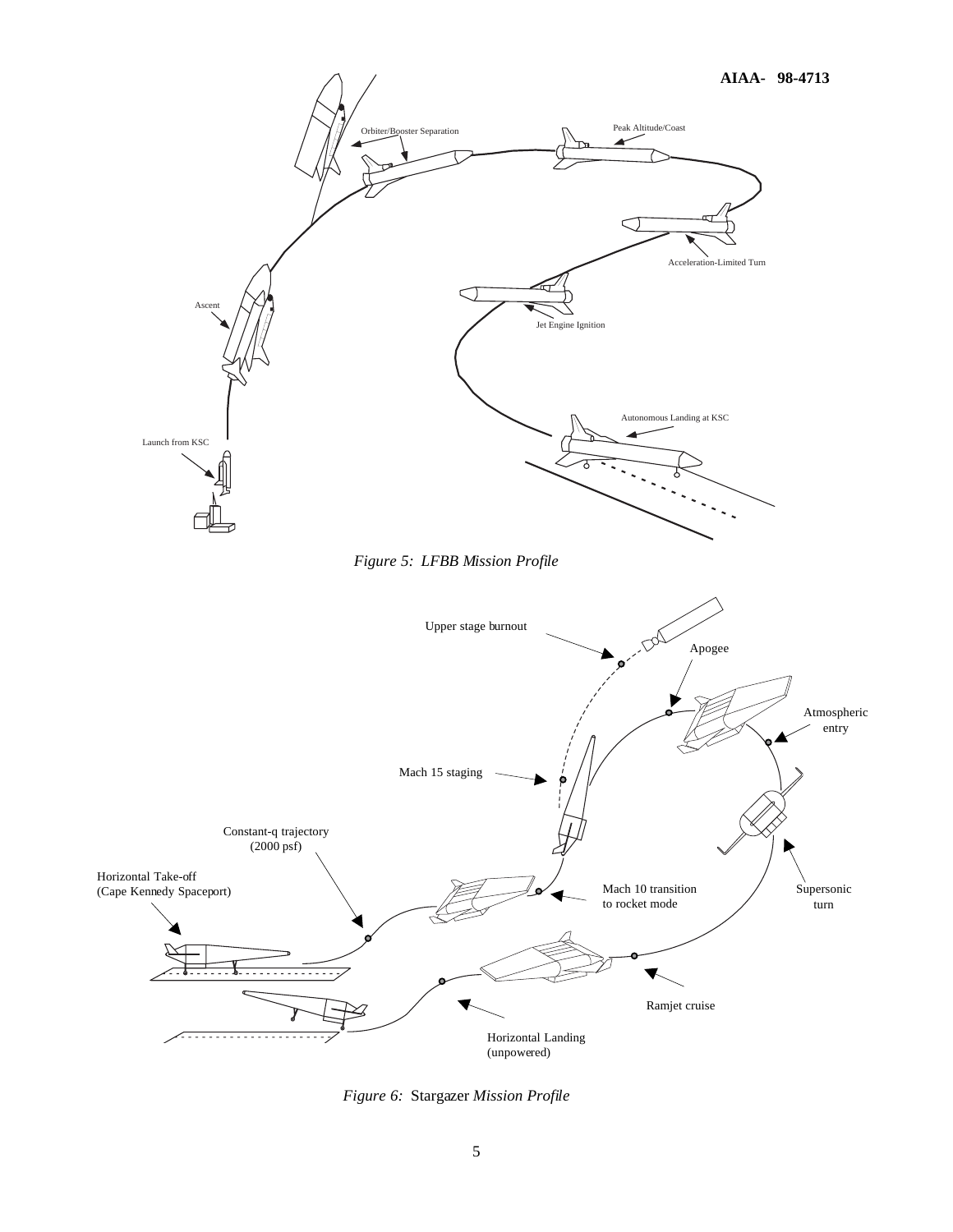*Figure 5: LFBB Mission Profile*

*Figure 6:* Stargazer *Mission Profile*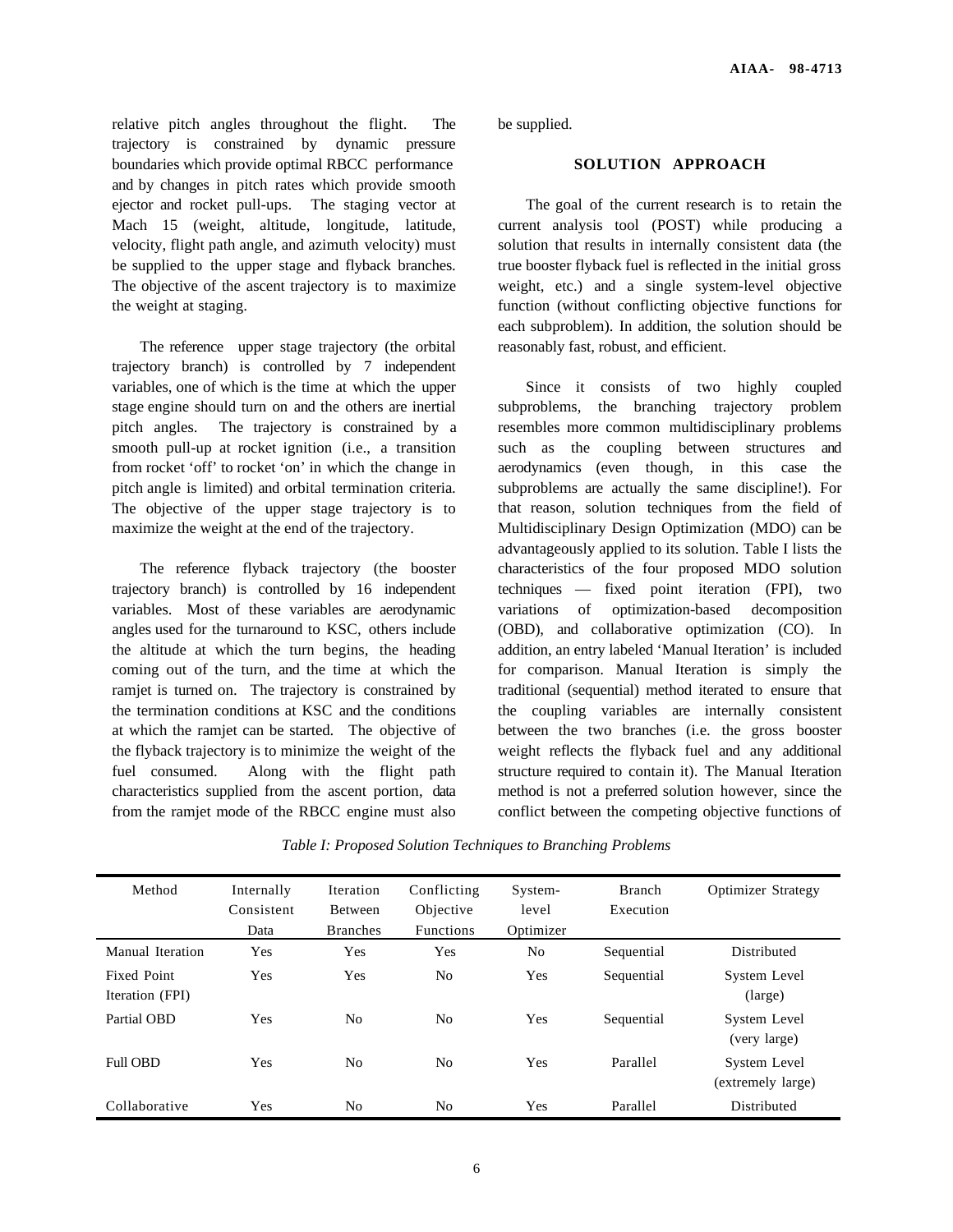relative pitch angles throughout the flight. The trajectory is constrained by dynamic pressure boundaries which provide optimal RBCC performance and by changes in pitch rates which provide smooth ejector and rocket pull-ups. The staging vector at Mach 15 (weight, altitude, longitude, latitude, velocity, flight path angle, and azimuth velocity) must be supplied to the upper stage and flyback branches. The objective of the ascent trajectory is to maximize the weight at staging.

The reference upper stage trajectory (the orbital trajectory branch) is controlled by 7 independent variables, one of which is the time at which the upper stage engine should turn on and the others are inertial pitch angles. The trajectory is constrained by a smooth pull-up at rocket ignition (i.e., a transition from rocket 'off' to rocket 'on' in which the change in pitch angle is limited) and orbital termination criteria. The objective of the upper stage trajectory is to maximize the weight at the end of the trajectory.

The reference flyback trajectory (the booster trajectory branch) is controlled by 16 independent variables. Most of these variables are aerodynamic angles used for the turnaround to KSC, others include the altitude at which the turn begins, the heading coming out of the turn, and the time at which the ramjet is turned on. The trajectory is constrained by the termination conditions at KSC and the conditions at which the ramjet can be started. The objective of the flyback trajectory is to minimize the weight of the fuel consumed. Along with the flight path characteristics supplied from the ascent portion, data from the ramjet mode of the RBCC engine must also be supplied.

## SOLUTION APPROACH

The goal of the current research is to retain the current analysis tool (POST) while producing a solution that results in internally consistent data (the true booster flyback fuel is reflected in the initial gross weight, etc.) and a single system-level objective function (without conflicting objective functions for each subproblem). In addition, the solution should be reasonably fast, robust, and efficient.

Since it consists of two highly coupled subproblems, the branching trajectory problem resembles more common multidisciplinary problems such as the coupling between structures and aerodynamics (even though, in this case the subproblems are actually the same discipline!). For that reason, solution techniques from the field of Multidisciplinary Design Optimization (MDO) can be advantageously applied to its solution. Table I lists the characteristics of the four proposed MDO solution techniques — fixed point iteration (FPI), two variations of optimization-based decomposition (OBD), and collaborative optimization (CO). In addition, an entry labeled 'Manual Iteration' is included for comparison. Manual Iteration is simply the traditional (sequential) method iterated to ensure that the coupling variables are internally consistent between the two branches (i.e. the gross booster weight reflects the flyback fuel and any additional structure required to contain it). The Manual Iteration method is not a preferred solution however, since the conflict between the competing objective functions of

*Table I: Proposed Solution Techniques to Branching Problems*

| Method | Internally Consistent Data | Iteration Between Branches | Conflicting Objective Functions | System-level Optimizer | Branch Execution | Optimizer Strategy |
|---|---|---|---|---|---|---|
| Manual Iteration | Yes | Yes | Yes | No | Sequential | Distributed |
| Fixed Point Iteration (FPI) | Yes | Yes | No | Yes | Sequential | System Level (large) |
| Partial OBD | Yes | No | No | Yes | Sequential | System Level (very large) |
| Full OBD | Yes | No | No | Yes | Parallel | System Level (extremely large) |
| Collaborative | Yes | No | No | Yes | Parallel | Distributed |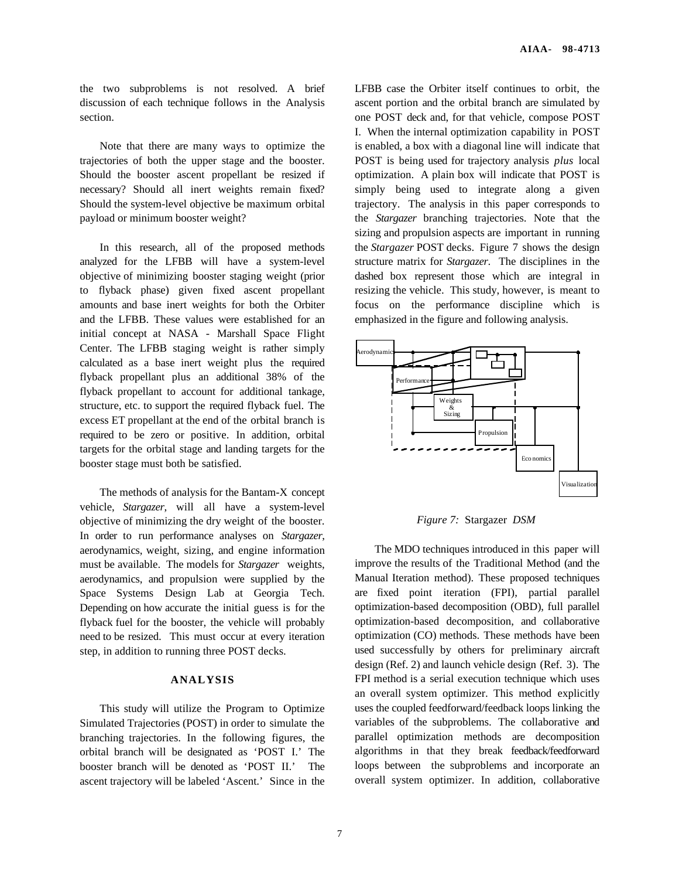the two subproblems is not resolved. A brief discussion of each technique follows in the Analysis section.

Note that there are many ways to optimize the trajectories of both the upper stage and the booster. Should the booster ascent propellant be resized if necessary? Should all inert weights remain fixed? Should the system-level objective be maximum orbital payload or minimum booster weight?

In this research, all of the proposed methods analyzed for the LFBB will have a system-level objective of minimizing booster staging weight (prior to flyback phase) given fixed ascent propellant amounts and base inert weights for both the Orbiter and the LFBB. These values were established for an initial concept at NASA - Marshall Space Flight Center. The LFBB staging weight is rather simply calculated as a base inert weight plus the required flyback propellant plus an additional 38% of the flyback propellant to account for additional tankage, structure, etc. to support the required flyback fuel. The excess ET propellant at the end of the orbital branch is required to be zero or positive. In addition, orbital targets for the orbital stage and landing targets for the booster stage must both be satisfied.

The methods of analysis for the Bantam-X concept vehicle, *Stargazer*, will all have a system-level objective of minimizing the dry weight of the booster. In order to run performance analyses on *Stargazer*, aerodynamics, weight, sizing, and engine information must be available. The models for *Stargazer* weights, aerodynamics, and propulsion were supplied by the Space Systems Design Lab at Georgia Tech. Depending on how accurate the initial guess is for the flyback fuel for the booster, the vehicle will probably need to be resized. This must occur at every iteration step, in addition to running three POST decks.

## ANALYSIS

This study will utilize the Program to Optimize Simulated Trajectories (POST) in order to simulate the branching trajectories. In the following figures, the orbital branch will be designated as 'POST I.' The booster branch will be denoted as 'POST II.' The ascent trajectory will be labeled 'Ascent.' Since in the LFBB case the Orbiter itself continues to orbit, the ascent portion and the orbital branch are simulated by one POST deck and, for that vehicle, compose POST I. When the internal optimization capability in POST is enabled, a box with a diagonal line will indicate that POST is being used for trajectory analysis *plus* local optimization. A plain box will indicate that POST is simply being used to integrate along a given trajectory. The analysis in this paper corresponds to the *Stargazer* branching trajectories. Note that the sizing and propulsion aspects are important in running the *Stargazer* POST decks. Figure 7 shows the design structure matrix for *Stargazer*. The disciplines in the dashed box represent those which are integral in resizing the vehicle. This study, however, is meant to focus on the performance discipline which is emphasized in the figure and following analysis.

*Figure 7:* Stargazer *DSM*

The MDO techniques introduced in this paper will improve the results of the Traditional Method (and the Manual Iteration method). These proposed techniques are fixed point iteration (FPI), partial parallel optimization-based decomposition (OBD), full parallel optimization-based decomposition, and collaborative optimization (CO) methods. These methods have been used successfully by others for preliminary aircraft design (Ref. 2) and launch vehicle design (Ref. 3). The FPI method is a serial execution technique which uses an overall system optimizer. This method explicitly uses the coupled feedforward/feedback loops linking the variables of the subproblems. The collaborative and parallel optimization methods are decomposition algorithms in that they break feedback/feedforward loops between the subproblems and incorporate an overall system optimizer. In addition, collaborative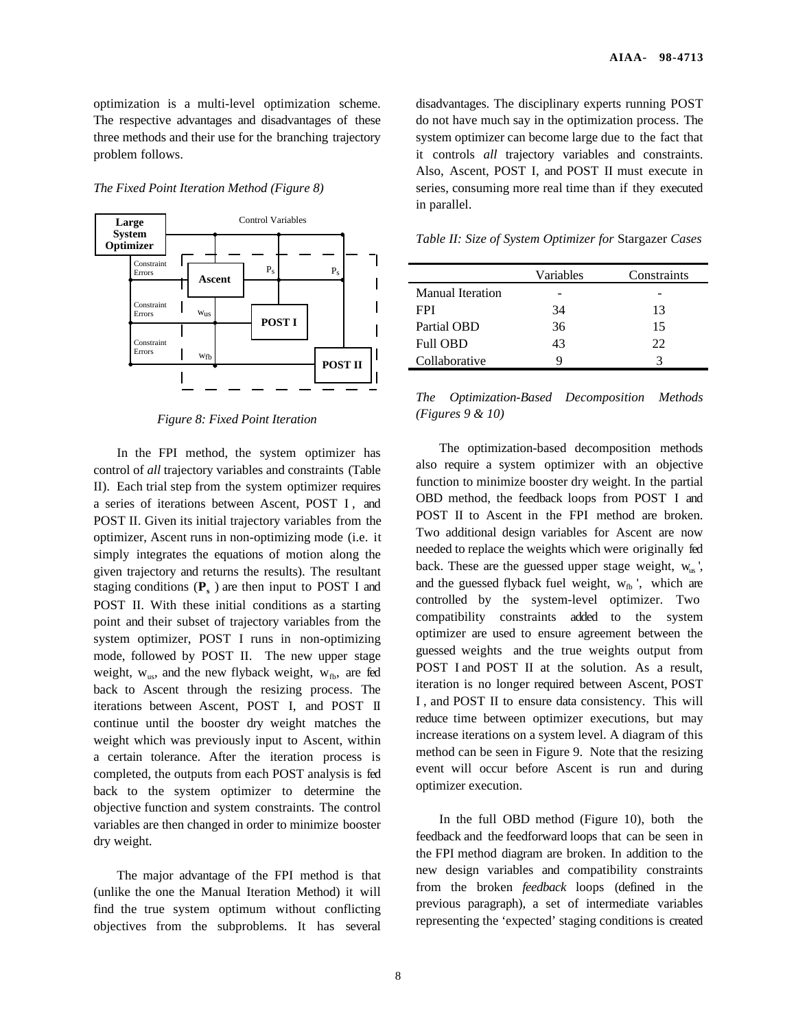optimization is a multi-level optimization scheme. The respective advantages and disadvantages of these three methods and their use for the branching trajectory problem follows.

*The Fixed Point Iteration Method (Figure 8)*

*Figure 8: Fixed Point Iteration*

In the FPI method, the system optimizer has control of *all* trajectory variables and constraints (Table II). Each trial step from the system optimizer requires a series of iterations between Ascent, POST I, and POST II. Given its initial trajectory variables from the optimizer, Ascent runs in non-optimizing mode (i.e. it simply integrates the equations of motion along the given trajectory and returns the results). The resultant staging conditions ($\mathbf{P_s}$) are then input to POST I and POST II. With these initial conditions as a starting point and their subset of trajectory variables from the system optimizer, POST I runs in non-optimizing mode, followed by POST II. The new upper stage weight, $w_{us}$, and the new flyback weight, $w_{fb}$, are fed back to Ascent through the resizing process. The iterations between Ascent, POST I, and POST II continue until the booster dry weight matches the weight which was previously input to Ascent, within a certain tolerance. After the iteration process is completed, the outputs from each POST analysis is fed back to the system optimizer to determine the objective function and system constraints. The control variables are then changed in order to minimize booster dry weight.

The major advantage of the FPI method is that (unlike the one the Manual Iteration Method) it will find the true system optimum without conflicting objectives from the subproblems. It has several disadvantages. The disciplinary experts running POST do not have much say in the optimization process. The system optimizer can become large due to the fact that it controls *all* trajectory variables and constraints. Also, Ascent, POST I, and POST II must execute in series, consuming more real time than if they executed in parallel.

*Table II: Size of System Optimizer for* Stargazer *Cases*

| | Variables | Constraints |
|---|---|---|
| Manual Iteration | - | - |
| FPI | 34 | 13 |
| Partial OBD | 36 | 15 |
| Full OBD | 43 | 22 |
| Collaborative | 9 | 3 |

*The Optimization-Based Decomposition Methods (Figures 9 & 10)*

The optimization-based decomposition methods also require a system optimizer with an objective function to minimize booster dry weight. In the partial OBD method, the feedback loops from POST I and POST II to Ascent in the FPI method are broken. Two additional design variables for Ascent are now needed to replace the weights which were originally fed back. These are the guessed upper stage weight, $w_{us}'$, and the guessed flyback fuel weight, $w_{fb}'$, which are controlled by the system-level optimizer. Two compatibility constraints added to the system optimizer are used to ensure agreement between the guessed weights and the true weights output from POST I and POST II at the solution. As a result, iteration is no longer required between Ascent, POST I, and POST II to ensure data consistency. This will reduce time between optimizer executions, but may increase iterations on a system level. A diagram of this method can be seen in Figure 9. Note that the resizing event will occur before Ascent is run and during optimizer execution.

In the full OBD method (Figure 10), both the feedback and the feedforward loops that can be seen in the FPI method diagram are broken. In addition to the new design variables and compatibility constraints from the broken *feedback* loops (defined in the previous paragraph), a set of intermediate variables representing the 'expected' staging conditions is created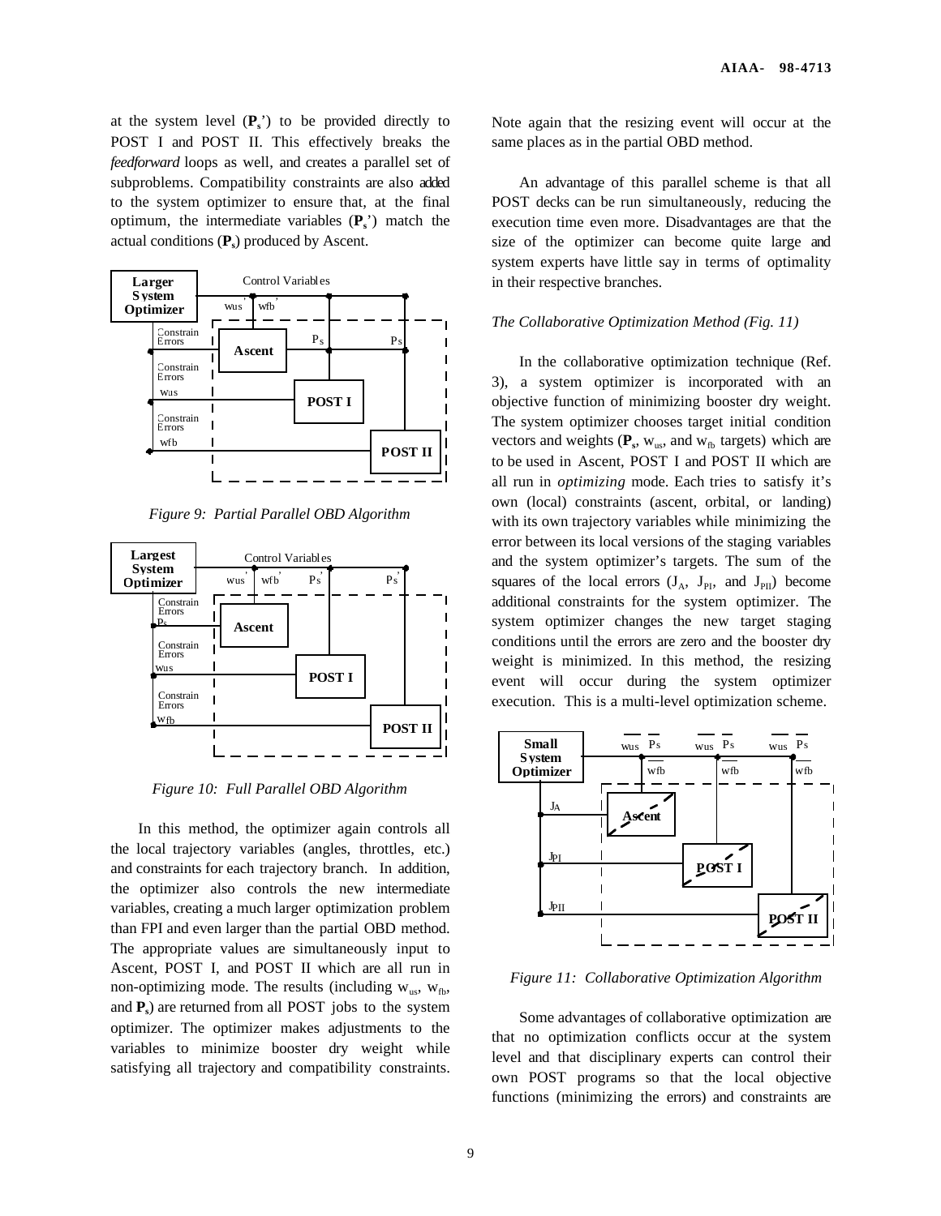at the system level ($\mathbf{P_s}$') to be provided directly to POST I and POST II. This effectively breaks the *feedforward* loops as well, and creates a parallel set of subproblems. Compatibility constraints are also added to the system optimizer to ensure that, at the final optimum, the intermediate variables ($\mathbf{P_s}$') match the actual conditions ($\mathbf{P_s}$) produced by Ascent.

*Figure 9: Partial Parallel OBD Algorithm*

*Figure 10: Full Parallel OBD Algorithm*

In this method, the optimizer again controls all the local trajectory variables (angles, throttles, etc.) and constraints for each trajectory branch. In addition, the optimizer also controls the new intermediate variables, creating a much larger optimization problem than FPI and even larger than the partial OBD method. The appropriate values are simultaneously input to Ascent, POST I, and POST II which are all run in non-optimizing mode. The results (including $w_{us}$, $w_{fb}$, and $\mathbf{P_s}$) are returned from all POST jobs to the system optimizer. The optimizer makes adjustments to the variables to minimize booster dry weight while satisfying all trajectory and compatibility constraints. Note again that the resizing event will occur at the same places as in the partial OBD method.

An advantage of this parallel scheme is that all POST decks can be run simultaneously, reducing the execution time even more. Disadvantages are that the size of the optimizer can become quite large and system experts have little say in terms of optimality in their respective branches.

*The Collaborative Optimization Method (Fig. 11)*

In the collaborative optimization technique (Ref. 3), a system optimizer is incorporated with an objective function of minimizing booster dry weight. The system optimizer chooses target initial condition vectors and weights ($\mathbf{P_s}$, $w_{us}$, and $w_{fb}$ targets) which are to be used in Ascent, POST I and POST II which are all run in *optimizing* mode. Each tries to satisfy it's own (local) constraints (ascent, orbital, or landing) with its own trajectory variables while minimizing the error between its local versions of the staging variables and the system optimizer's targets. The sum of the squares of the local errors ($J_A$, $J_{PI}$, and $J_{PII}$) become additional constraints for the system optimizer. The system optimizer changes the new target staging conditions until the errors are zero and the booster dry weight is minimized. In this method, the resizing event will occur during the system optimizer execution. This is a multi-level optimization scheme.

*Figure 11: Collaborative Optimization Algorithm*

Some advantages of collaborative optimization are that no optimization conflicts occur at the system level and that disciplinary experts can control their own POST programs so that the local objective functions (minimizing the errors) and constraints are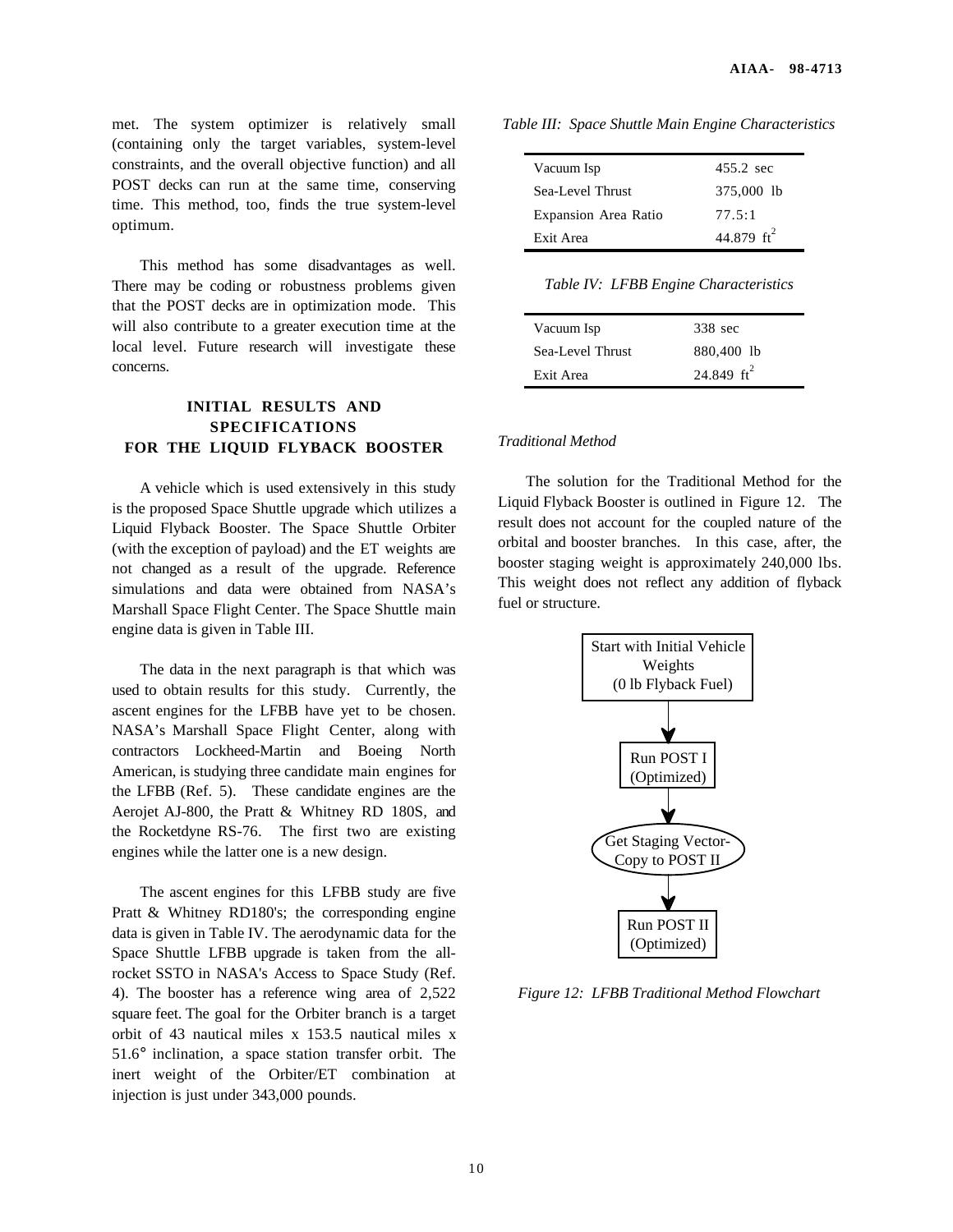met. The system optimizer is relatively small (containing only the target variables, system-level constraints, and the overall objective function) and all POST decks can run at the same time, conserving time. This method, too, finds the true system-level optimum.

This method has some disadvantages as well. There may be coding or robustness problems given that the POST decks are in optimization mode. This will also contribute to a greater execution time at the local level. Future research will investigate these concerns.

## INITIAL RESULTS AND SPECIFICATIONS FOR THE LIQUID FLYBACK BOOSTER

A vehicle which is used extensively in this study is the proposed Space Shuttle upgrade which utilizes a Liquid Flyback Booster. The Space Shuttle Orbiter (with the exception of payload) and the ET weights are not changed as a result of the upgrade. Reference simulations and data were obtained from NASA's Marshall Space Flight Center. The Space Shuttle main engine data is given in Table III.

The data in the next paragraph is that which was used to obtain results for this study. Currently, the ascent engines for the LFBB have yet to be chosen. NASA's Marshall Space Flight Center, along with contractors Lockheed-Martin and Boeing North American, is studying three candidate main engines for the LFBB (Ref. 5). These candidate engines are the Aerojet AJ-800, the Pratt & Whitney RD 180S, and the Rocketdyne RS-76. The first two are existing engines while the latter one is a new design.

The ascent engines for this LFBB study are five Pratt & Whitney RD180's; the corresponding engine data is given in Table IV. The aerodynamic data for the Space Shuttle LFBB upgrade is taken from the all-rocket SSTO in NASA's Access to Space Study (Ref. 4). The booster has a reference wing area of 2,522 square feet. The goal for the Orbiter branch is a target orbit of 43 nautical miles x 153.5 nautical miles x 51.6° inclination, a space station transfer orbit. The inert weight of the Orbiter/ET combination at injection is just under 343,000 pounds.

*Table III: Space Shuttle Main Engine Characteristics*

| | |
|---|---|
| Vacuum Isp | 455.2 sec |
| Sea-Level Thrust | 375,000 lb |
| Expansion Area Ratio | 77.5:1 |
| Exit Area | 44.879 $ft^2$ |

*Table IV: LFBB Engine Characteristics*

| | |
|---|---|
| Vacuum Isp | 338 sec |
| Sea-Level Thrust | 880,400 lb |
| Exit Area | 24.849 $ft^2$ |

### *Traditional Method*

The solution for the Traditional Method for the Liquid Flyback Booster is outlined in Figure 12. The result does not account for the coupled nature of the orbital and booster branches. In this case, after, the booster staging weight is approximately 240,000 lbs. This weight does not reflect any addition of flyback fuel or structure.

Start with Initial Vehicle Weights (0 lb Flyback Fuel) → Run POST I (Optimized) → Get Staging Vector-Copy to POST II → Run POST II (Optimized)

*Figure 12: LFBB Traditional Method Flowchart*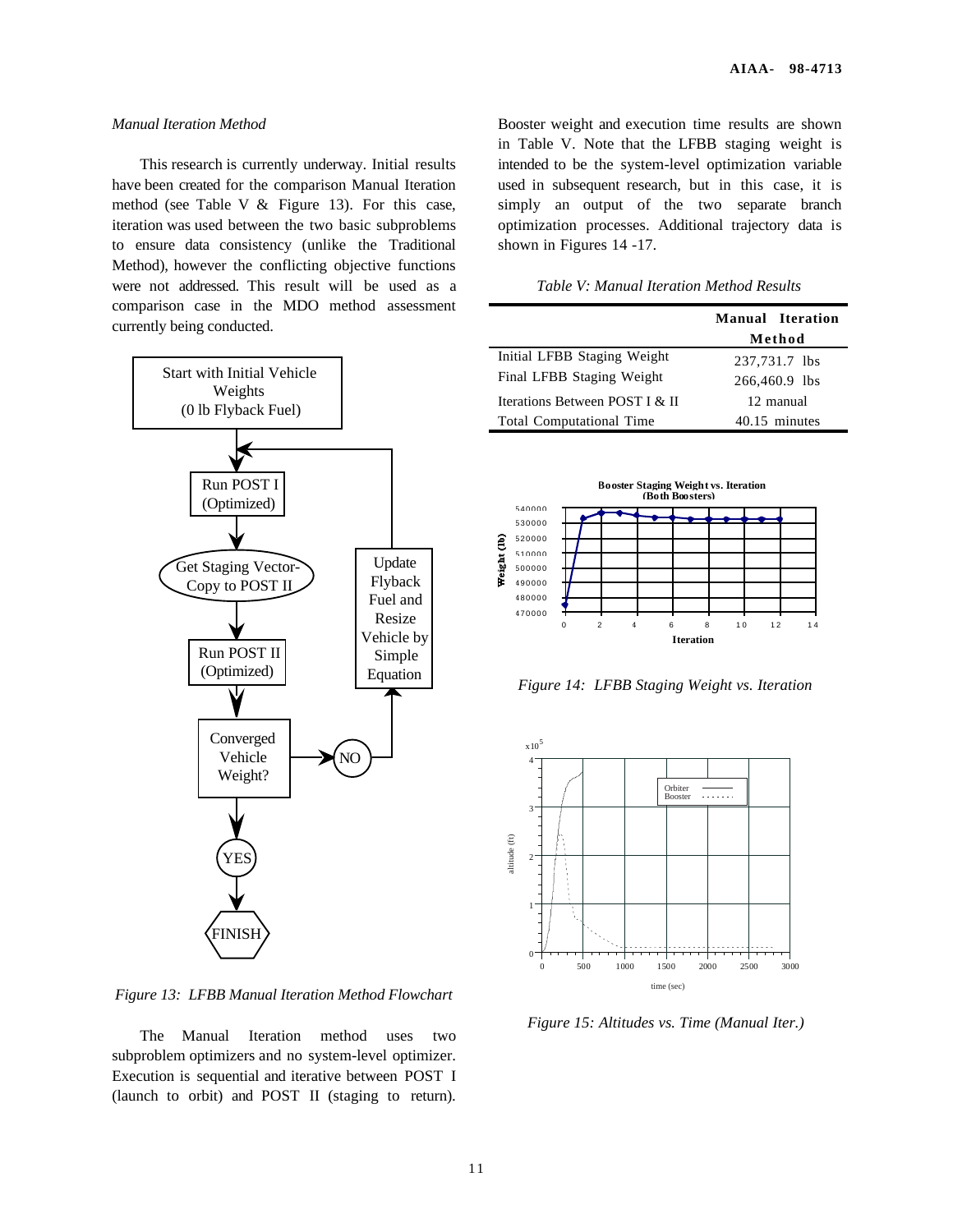*Manual Iteration Method*

This research is currently underway. Initial results have been created for the comparison Manual Iteration method (see Table V & Figure 13). For this case, iteration was used between the two basic subproblems to ensure data consistency (unlike the Traditional Method), however the conflicting objective functions were not addressed. This result will be used as a comparison case in the MDO method assessment currently being conducted.

*Figure 13: LFBB Manual Iteration Method Flowchart*

The Manual Iteration method uses two subproblem optimizers and no system-level optimizer. Execution is sequential and iterative between POST I (launch to orbit) and POST II (staging to return). Booster weight and execution time results are shown in Table V. Note that the LFBB staging weight is intended to be the system-level optimization variable used in subsequent research, but in this case, it is simply an output of the two separate branch optimization processes. Additional trajectory data is shown in Figures 14 -17.

*Table V: Manual Iteration Method Results*

| | Manual Iteration Method |
|---|---|
| Initial LFBB Staging Weight | 237,731.7 lbs |
| Final LFBB Staging Weight | 266,460.9 lbs |
| Iterations Between POST I & II | 12 manual |
| Total Computational Time | 40.15 minutes |

*Figure 14: LFBB Staging Weight vs. Iteration*

*Figure 15: Altitudes vs. Time (Manual Iter.)*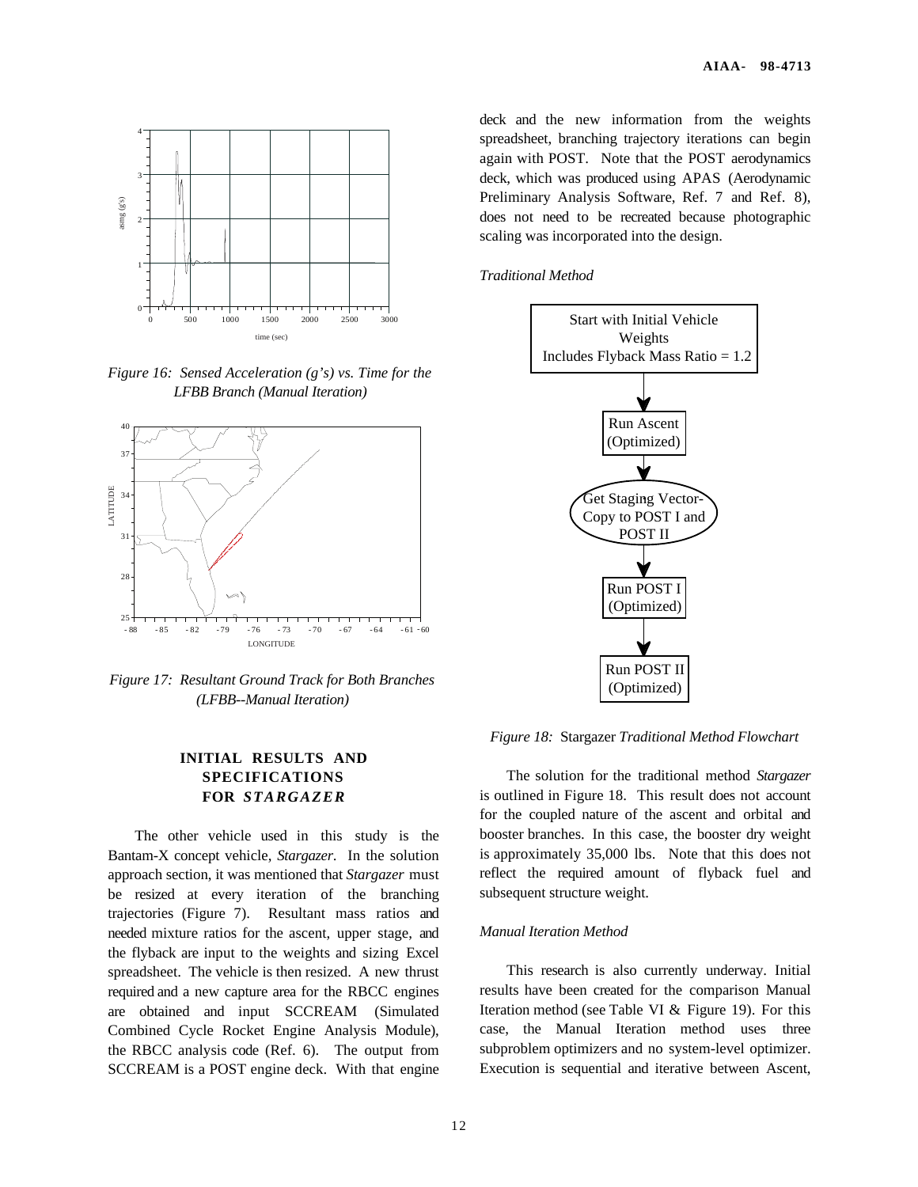Figure 16: Sensed Acceleration (g's) vs. Time for the LFBB Branch (Manual Iteration)

Figure 17: Resultant Ground Track for Both Branches (LFBB--Manual Iteration)

## INITIAL RESULTS AND SPECIFICATIONS FOR *STARGAZER*

The other vehicle used in this study is the Bantam-X concept vehicle, *Stargazer*. In the solution approach section, it was mentioned that *Stargazer* must be resized at every iteration of the branching trajectories (Figure 7). Resultant mass ratios and needed mixture ratios for the ascent, upper stage, and the flyback are input to the weights and sizing Excel spreadsheet. The vehicle is then resized. A new thrust required and a new capture area for the RBCC engines are obtained and input SCCREAM (Simulated Combined Cycle Rocket Engine Analysis Module), the RBCC analysis code (Ref. 6). The output from SCCREAM is a POST engine deck. With that engine deck and the new information from the weights spreadsheet, branching trajectory iterations can begin again with POST. Note that the POST aerodynamics deck, which was produced using APAS (Aerodynamic Preliminary Analysis Software, Ref. 7 and Ref. 8), does not need to be recreated because photographic scaling was incorporated into the design.

### *Traditional Method*

Start with Initial Vehicle Weights Includes Flyback Mass Ratio = 1.2 → Run Ascent (Optimized) → Get Staging Vector-Copy to POST I and POST II → Run POST I (Optimized) → Run POST II (Optimized)

*Figure 18:* Stargazer *Traditional Method Flowchart*

The solution for the traditional method *Stargazer* is outlined in Figure 18. This result does not account for the coupled nature of the ascent and orbital and booster branches. In this case, the booster dry weight is approximately 35,000 lbs. Note that this does not reflect the required amount of flyback fuel and subsequent structure weight.

### *Manual Iteration Method*

This research is also currently underway. Initial results have been created for the comparison Manual Iteration method (see Table VI & Figure 19). For this case, the Manual Iteration method uses three subproblem optimizers and no system-level optimizer. Execution is sequential and iterative between Ascent,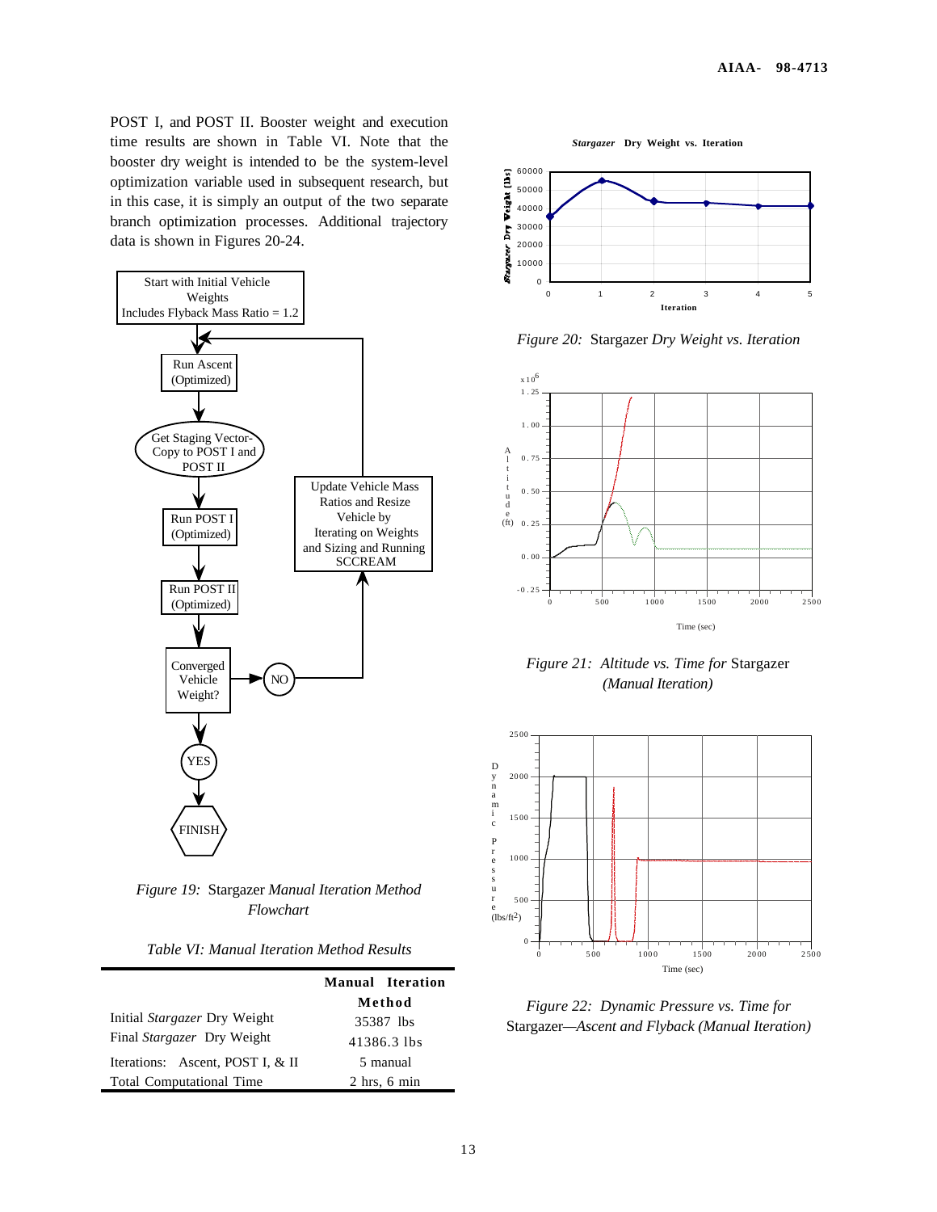POST I, and POST II. Booster weight and execution time results are shown in Table VI. Note that the booster dry weight is intended to be the system-level optimization variable used in subsequent research, but in this case, it is simply an output of the two separate branch optimization processes. Additional trajectory data is shown in Figures 20-24.

*Figure 19:* Stargazer *Manual Iteration Method Flowchart*

*Table VI: Manual Iteration Method Results*

| | Manual Iteration Method |
|---|---|
| Initial *Stargazer* Dry Weight | 35387 lbs |
| Final *Stargazer* Dry Weight | 41386.3 lbs |
| Iterations: Ascent, POST I, & II | 5 manual |
| Total Computational Time | 2 hrs, 6 min |

*Figure 20:* Stargazer *Dry Weight vs. Iteration*

*Figure 21: Altitude vs. Time for* Stargazer *(Manual Iteration)*

*Figure 22: Dynamic Pressure vs. Time for* Stargazer*—Ascent and Flyback (Manual Iteration)*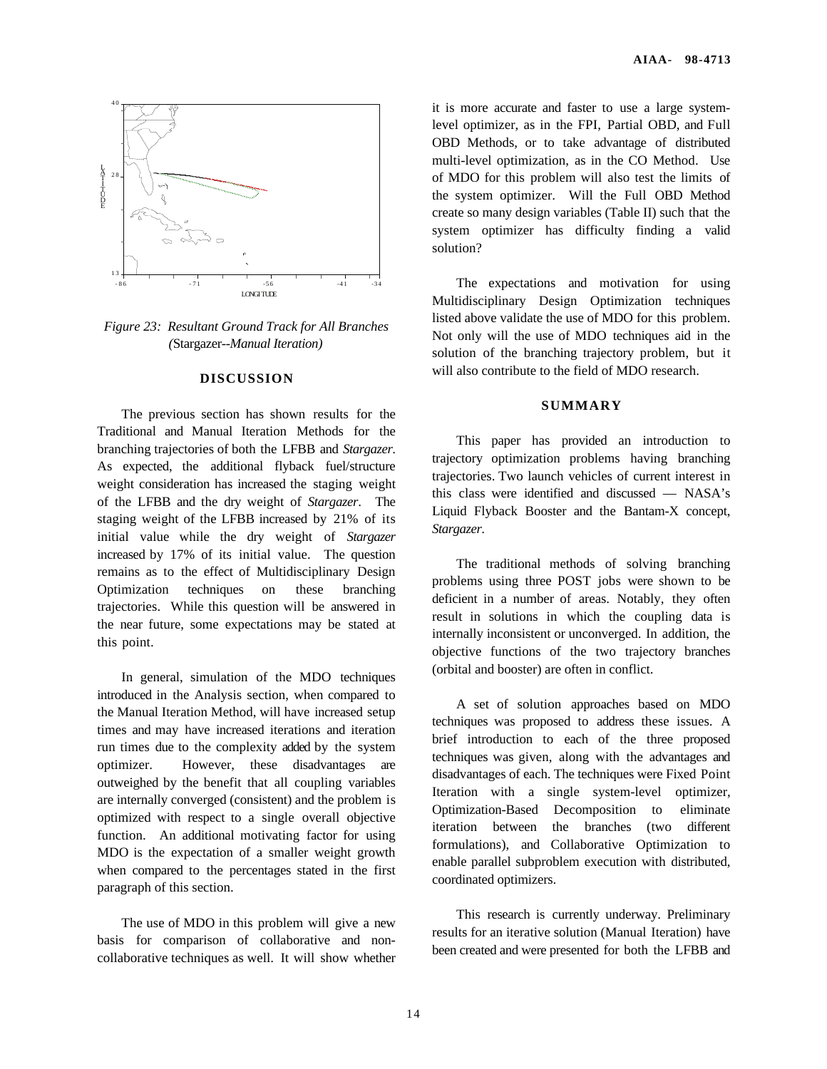*Figure 23: Resultant Ground Track for All Branches (*Stargazer*--Manual Iteration)*

## DISCUSSION

The previous section has shown results for the Traditional and Manual Iteration Methods for the branching trajectories of both the LFBB and *Stargazer*. As expected, the additional flyback fuel/structure weight consideration has increased the staging weight of the LFBB and the dry weight of *Stargazer*. The staging weight of the LFBB increased by 21% of its initial value while the dry weight of *Stargazer* increased by 17% of its initial value. The question remains as to the effect of Multidisciplinary Design Optimization techniques on these branching trajectories. While this question will be answered in the near future, some expectations may be stated at this point.

In general, simulation of the MDO techniques introduced in the Analysis section, when compared to the Manual Iteration Method, will have increased setup times and may have increased iterations and iteration run times due to the complexity added by the system optimizer. However, these disadvantages are outweighed by the benefit that all coupling variables are internally converged (consistent) and the problem is optimized with respect to a single overall objective function. An additional motivating factor for using MDO is the expectation of a smaller weight growth when compared to the percentages stated in the first paragraph of this section.

The use of MDO in this problem will give a new basis for comparison of collaborative and non-collaborative techniques as well. It will show whether it is more accurate and faster to use a large system-level optimizer, as in the FPI, Partial OBD, and Full OBD Methods, or to take advantage of distributed multi-level optimization, as in the CO Method. Use of MDO for this problem will also test the limits of the system optimizer. Will the Full OBD Method create so many design variables (Table II) such that the system optimizer has difficulty finding a valid solution?

The expectations and motivation for using Multidisciplinary Design Optimization techniques listed above validate the use of MDO for this problem. Not only will the use of MDO techniques aid in the solution of the branching trajectory problem, but it will also contribute to the field of MDO research.

## SUMMARY

This paper has provided an introduction to trajectory optimization problems having branching trajectories. Two launch vehicles of current interest in this class were identified and discussed — NASA's Liquid Flyback Booster and the Bantam-X concept, *Stargazer*.

The traditional methods of solving branching problems using three POST jobs were shown to be deficient in a number of areas. Notably, they often result in solutions in which the coupling data is internally inconsistent or unconverged. In addition, the objective functions of the two trajectory branches (orbital and booster) are often in conflict.

A set of solution approaches based on MDO techniques was proposed to address these issues. A brief introduction to each of the three proposed techniques was given, along with the advantages and disadvantages of each. The techniques were Fixed Point Iteration with a single system-level optimizer, Optimization-Based Decomposition to eliminate iteration between the branches (two different formulations), and Collaborative Optimization to enable parallel subproblem execution with distributed, coordinated optimizers.

This research is currently underway. Preliminary results for an iterative solution (Manual Iteration) have been created and were presented for both the LFBB and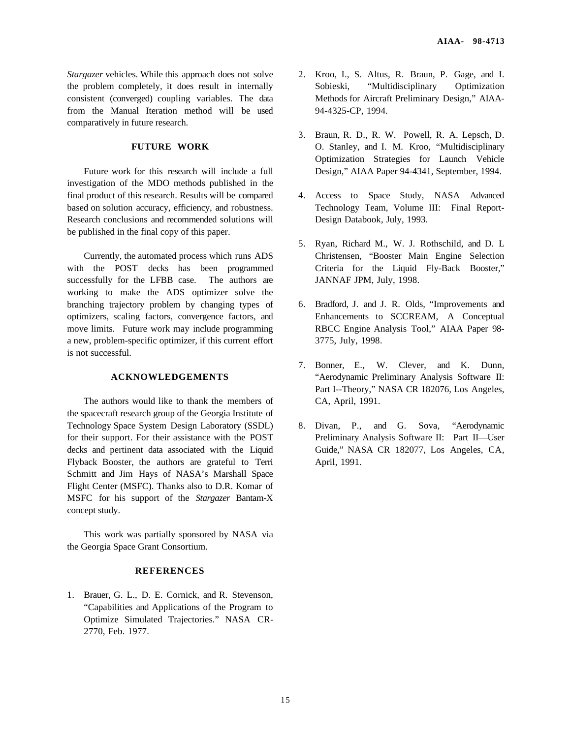*Stargazer* vehicles. While this approach does not solve the problem completely, it does result in internally consistent (converged) coupling variables. The data from the Manual Iteration method will be used comparatively in future research.

## FUTURE WORK

Future work for this research will include a full investigation of the MDO methods published in the final product of this research. Results will be compared based on solution accuracy, efficiency, and robustness. Research conclusions and recommended solutions will be published in the final copy of this paper.

Currently, the automated process which runs ADS with the POST decks has been programmed successfully for the LFBB case. The authors are working to make the ADS optimizer solve the branching trajectory problem by changing types of optimizers, scaling factors, convergence factors, and move limits. Future work may include programming a new, problem-specific optimizer, if this current effort is not successful.

## ACKNOWLEDGEMENTS

The authors would like to thank the members of the spacecraft research group of the Georgia Institute of Technology Space System Design Laboratory (SSDL) for their support. For their assistance with the POST decks and pertinent data associated with the Liquid Flyback Booster, the authors are grateful to Terri Schmitt and Jim Hays of NASA's Marshall Space Flight Center (MSFC). Thanks also to D.R. Komar of MSFC for his support of the *Stargazer* Bantam-X concept study.

This work was partially sponsored by NASA via the Georgia Space Grant Consortium.

## REFERENCES

1. Brauer, G. L., D. E. Cornick, and R. Stevenson, "Capabilities and Applications of the Program to Optimize Simulated Trajectories." NASA CR-2770, Feb. 1977.

2. Kroo, I., S. Altus, R. Braun, P. Gage, and I. Sobieski, "Multidisciplinary Optimization Methods for Aircraft Preliminary Design," AIAA-94-4325-CP, 1994.

3. Braun, R. D., R. W. Powell, R. A. Lepsch, D. O. Stanley, and I. M. Kroo, "Multidisciplinary Optimization Strategies for Launch Vehicle Design," AIAA Paper 94-4341, September, 1994.

4. Access to Space Study, NASA Advanced Technology Team, Volume III: Final Report-Design Databook, July, 1993.

5. Ryan, Richard M., W. J. Rothschild, and D. L Christensen, "Booster Main Engine Selection Criteria for the Liquid Fly-Back Booster," JANNAF JPM, July, 1998.

6. Bradford, J. and J. R. Olds, "Improvements and Enhancements to SCCREAM, A Conceptual RBCC Engine Analysis Tool," AIAA Paper 98-3775, July, 1998.

7. Bonner, E., W. Clever, and K. Dunn, "Aerodynamic Preliminary Analysis Software II: Part I--Theory," NASA CR 182076, Los Angeles, CA, April, 1991.

8. Divan, P., and G. Sova, "Aerodynamic Preliminary Analysis Software II: Part II—User Guide," NASA CR 182077, Los Angeles, CA, April, 1991.